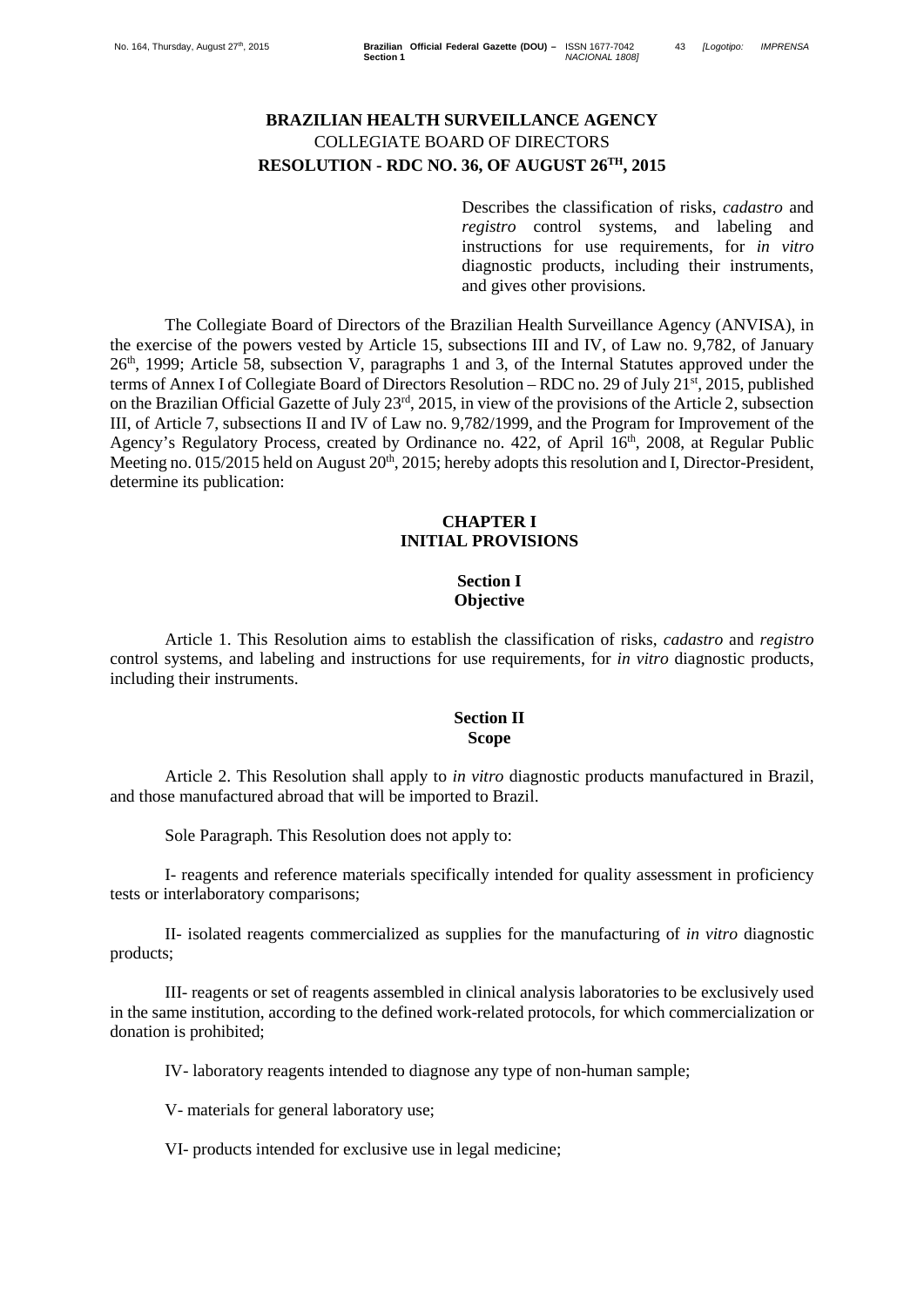# BRAZILIAN HEALTH SURVEILLANCE AGENCY
## COLLEGIATE BOARD OF DIRECTORS
## RESOLUTION - RDC NO. 36, OF AUGUST 26TH, 2015

Describes the classification of risks, *cadastro* and *registro* control systems, and labeling and instructions for use requirements, for *in vitro* diagnostic products, including their instruments, and gives other provisions.

The Collegiate Board of Directors of the Brazilian Health Surveillance Agency (ANVISA), in the exercise of the powers vested by Article 15, subsections III and IV, of Law no. 9,782, of January 26th, 1999; Article 58, subsection V, paragraphs 1 and 3, of the Internal Statutes approved under the terms of Annex I of Collegiate Board of Directors Resolution – RDC no. 29 of July 21st, 2015, published on the Brazilian Official Gazette of July 23rd, 2015, in view of the provisions of the Article 2, subsection III, of Article 7, subsections II and IV of Law no. 9,782/1999, and the Program for Improvement of the Agency's Regulatory Process, created by Ordinance no. 422, of April 16th, 2008, at Regular Public Meeting no. 015/2015 held on August 20th, 2015; hereby adopts this resolution and I, Director-President, determine its publication:

## CHAPTER I
## INITIAL PROVISIONS

### Section I
### Objective

Article 1. This Resolution aims to establish the classification of risks, *cadastro* and *registro* control systems, and labeling and instructions for use requirements, for *in vitro* diagnostic products, including their instruments.

### Section II
### Scope

Article 2. This Resolution shall apply to *in vitro* diagnostic products manufactured in Brazil, and those manufactured abroad that will be imported to Brazil.

Sole Paragraph. This Resolution does not apply to:

I- reagents and reference materials specifically intended for quality assessment in proficiency tests or interlaboratory comparisons;

II- isolated reagents commercialized as supplies for the manufacturing of *in vitro* diagnostic products;

III- reagents or set of reagents assembled in clinical analysis laboratories to be exclusively used in the same institution, according to the defined work-related protocols, for which commercialization or donation is prohibited;

IV- laboratory reagents intended to diagnose any type of non-human sample;

V- materials for general laboratory use;

VI- products intended for exclusive use in legal medicine;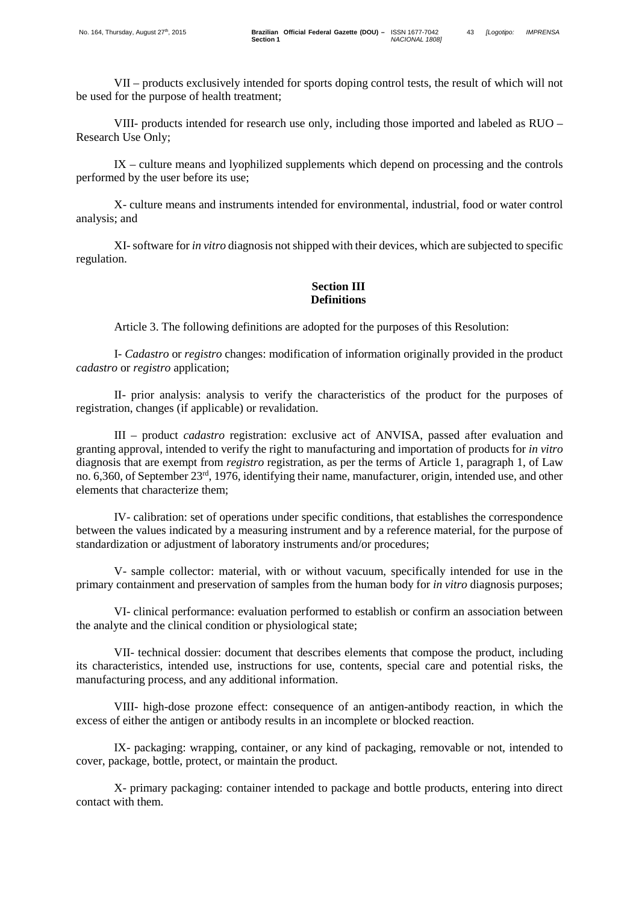VII – products exclusively intended for sports doping control tests, the result of which will not be used for the purpose of health treatment;

VIII- products intended for research use only, including those imported and labeled as RUO – Research Use Only;

IX – culture means and lyophilized supplements which depend on processing and the controls performed by the user before its use;

X- culture means and instruments intended for environmental, industrial, food or water control analysis; and

XI- software for *in vitro* diagnosis not shipped with their devices, which are subjected to specific regulation.

## Section III
## Definitions

Article 3. The following definitions are adopted for the purposes of this Resolution:

I- *Cadastro* or *registro* changes: modification of information originally provided in the product *cadastro* or *registro* application;

II- prior analysis: analysis to verify the characteristics of the product for the purposes of registration, changes (if applicable) or revalidation.

III – product *cadastro* registration: exclusive act of ANVISA, passed after evaluation and granting approval, intended to verify the right to manufacturing and importation of products for *in vitro* diagnosis that are exempt from *registro* registration, as per the terms of Article 1, paragraph 1, of Law no. 6,360, of September 23rd, 1976, identifying their name, manufacturer, origin, intended use, and other elements that characterize them;

IV- calibration: set of operations under specific conditions, that establishes the correspondence between the values indicated by a measuring instrument and by a reference material, for the purpose of standardization or adjustment of laboratory instruments and/or procedures;

V- sample collector: material, with or without vacuum, specifically intended for use in the primary containment and preservation of samples from the human body for *in vitro* diagnosis purposes;

VI- clinical performance: evaluation performed to establish or confirm an association between the analyte and the clinical condition or physiological state;

VII- technical dossier: document that describes elements that compose the product, including its characteristics, intended use, instructions for use, contents, special care and potential risks, the manufacturing process, and any additional information.

VIII- high-dose prozone effect: consequence of an antigen-antibody reaction, in which the excess of either the antigen or antibody results in an incomplete or blocked reaction.

IX- packaging: wrapping, container, or any kind of packaging, removable or not, intended to cover, package, bottle, protect, or maintain the product.

X- primary packaging: container intended to package and bottle products, entering into direct contact with them.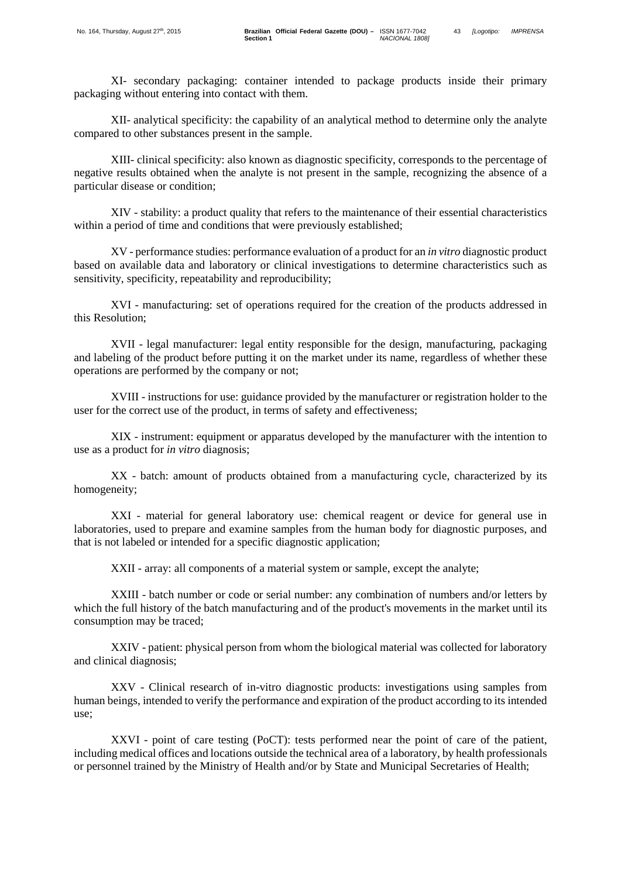XI- secondary packaging: container intended to package products inside their primary packaging without entering into contact with them.

XII- analytical specificity: the capability of an analytical method to determine only the analyte compared to other substances present in the sample.

XIII- clinical specificity: also known as diagnostic specificity, corresponds to the percentage of negative results obtained when the analyte is not present in the sample, recognizing the absence of a particular disease or condition;

XIV - stability: a product quality that refers to the maintenance of their essential characteristics within a period of time and conditions that were previously established;

XV - performance studies: performance evaluation of a product for an *in vitro* diagnostic product based on available data and laboratory or clinical investigations to determine characteristics such as sensitivity, specificity, repeatability and reproducibility;

XVI - manufacturing: set of operations required for the creation of the products addressed in this Resolution;

XVII - legal manufacturer: legal entity responsible for the design, manufacturing, packaging and labeling of the product before putting it on the market under its name, regardless of whether these operations are performed by the company or not;

XVIII - instructions for use: guidance provided by the manufacturer or registration holder to the user for the correct use of the product, in terms of safety and effectiveness;

XIX - instrument: equipment or apparatus developed by the manufacturer with the intention to use as a product for *in vitro* diagnosis;

XX - batch: amount of products obtained from a manufacturing cycle, characterized by its homogeneity;

XXI - material for general laboratory use: chemical reagent or device for general use in laboratories, used to prepare and examine samples from the human body for diagnostic purposes, and that is not labeled or intended for a specific diagnostic application;

XXII - array: all components of a material system or sample, except the analyte;

XXIII - batch number or code or serial number: any combination of numbers and/or letters by which the full history of the batch manufacturing and of the product's movements in the market until its consumption may be traced;

XXIV - patient: physical person from whom the biological material was collected for laboratory and clinical diagnosis;

XXV - Clinical research of in-vitro diagnostic products: investigations using samples from human beings, intended to verify the performance and expiration of the product according to its intended use;

XXVI - point of care testing (PoCT): tests performed near the point of care of the patient, including medical offices and locations outside the technical area of a laboratory, by health professionals or personnel trained by the Ministry of Health and/or by State and Municipal Secretaries of Health;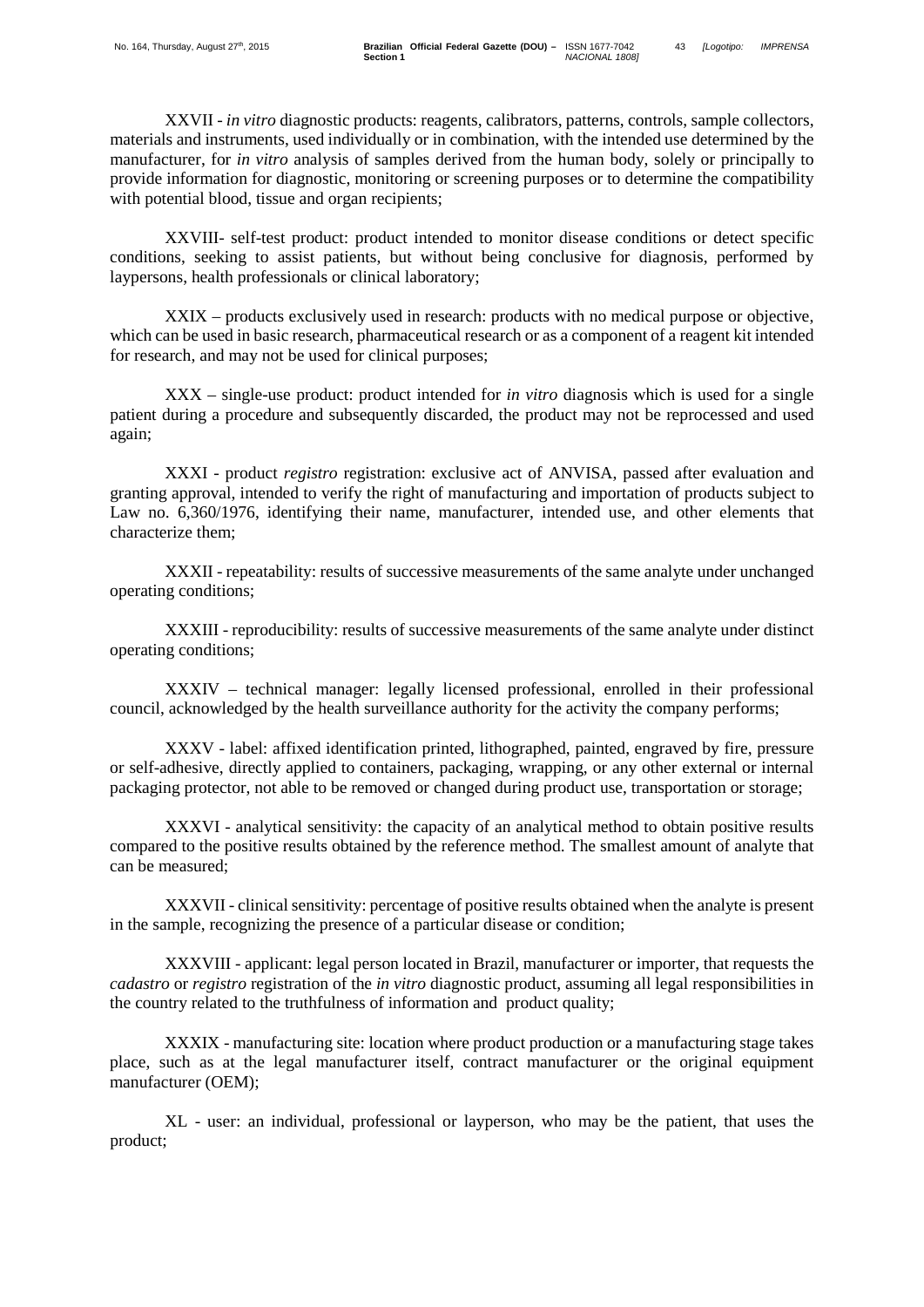XXVII - *in vitro* diagnostic products: reagents, calibrators, patterns, controls, sample collectors, materials and instruments, used individually or in combination, with the intended use determined by the manufacturer, for *in vitro* analysis of samples derived from the human body, solely or principally to provide information for diagnostic, monitoring or screening purposes or to determine the compatibility with potential blood, tissue and organ recipients;

XXVIII- self-test product: product intended to monitor disease conditions or detect specific conditions, seeking to assist patients, but without being conclusive for diagnosis, performed by laypersons, health professionals or clinical laboratory;

XXIX – products exclusively used in research: products with no medical purpose or objective, which can be used in basic research, pharmaceutical research or as a component of a reagent kit intended for research, and may not be used for clinical purposes;

XXX – single-use product: product intended for *in vitro* diagnosis which is used for a single patient during a procedure and subsequently discarded, the product may not be reprocessed and used again;

XXXI - product *registro* registration: exclusive act of ANVISA, passed after evaluation and granting approval, intended to verify the right of manufacturing and importation of products subject to Law no. 6,360/1976, identifying their name, manufacturer, intended use, and other elements that characterize them;

XXXII - repeatability: results of successive measurements of the same analyte under unchanged operating conditions;

XXXIII - reproducibility: results of successive measurements of the same analyte under distinct operating conditions;

XXXIV – technical manager: legally licensed professional, enrolled in their professional council, acknowledged by the health surveillance authority for the activity the company performs;

XXXV - label: affixed identification printed, lithographed, painted, engraved by fire, pressure or self-adhesive, directly applied to containers, packaging, wrapping, or any other external or internal packaging protector, not able to be removed or changed during product use, transportation or storage;

XXXVI - analytical sensitivity: the capacity of an analytical method to obtain positive results compared to the positive results obtained by the reference method. The smallest amount of analyte that can be measured;

XXXVII - clinical sensitivity: percentage of positive results obtained when the analyte is present in the sample, recognizing the presence of a particular disease or condition;

XXXVIII - applicant: legal person located in Brazil, manufacturer or importer, that requests the *cadastro* or *registro* registration of the *in vitro* diagnostic product, assuming all legal responsibilities in the country related to the truthfulness of information and product quality;

XXXIX - manufacturing site: location where product production or a manufacturing stage takes place, such as at the legal manufacturer itself, contract manufacturer or the original equipment manufacturer (OEM);

XL - user: an individual, professional or layperson, who may be the patient, that uses the product;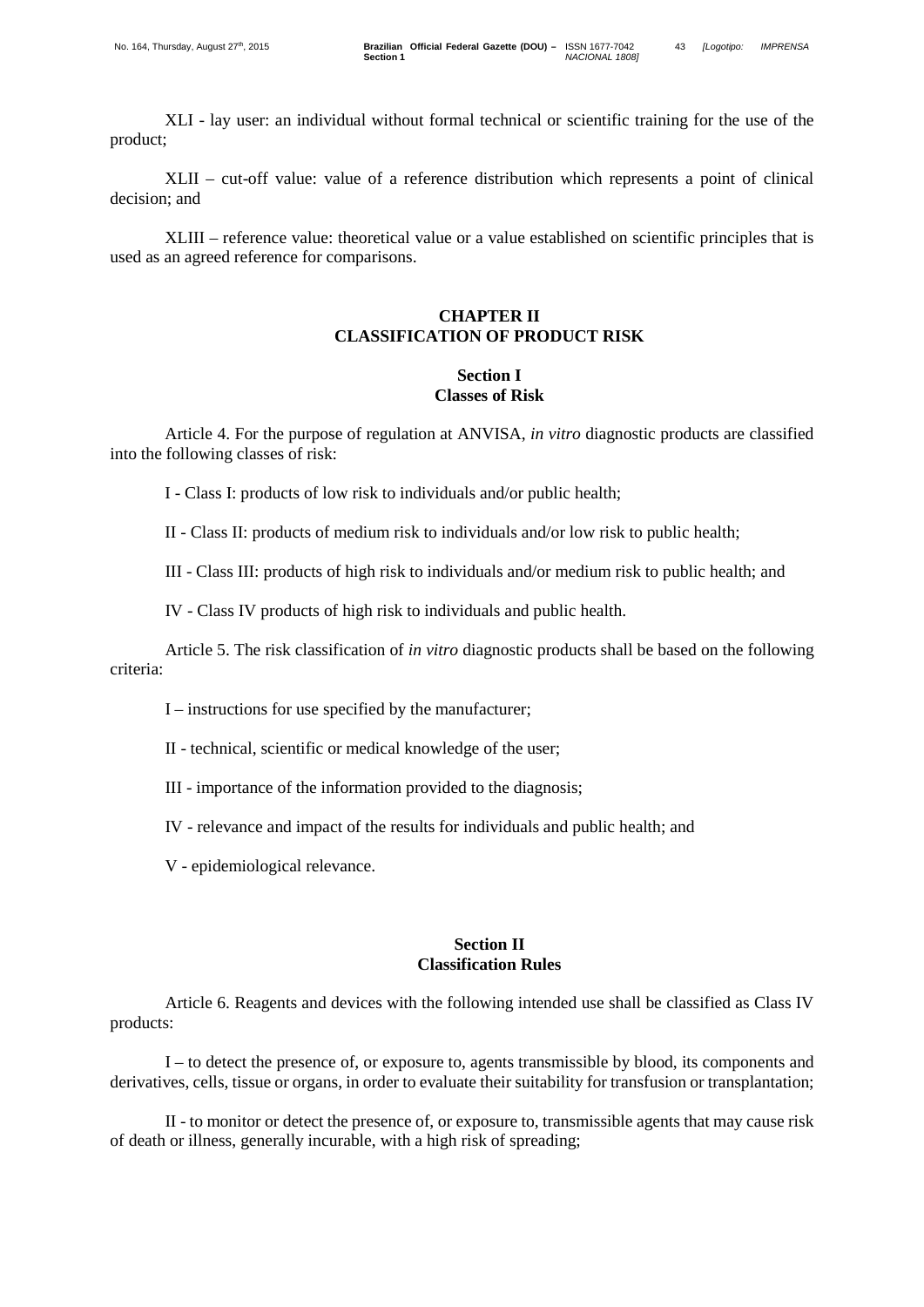XLI - lay user: an individual without formal technical or scientific training for the use of the product;

XLII – cut-off value: value of a reference distribution which represents a point of clinical decision; and

XLIII – reference value: theoretical value or a value established on scientific principles that is used as an agreed reference for comparisons.

## CHAPTER II
## CLASSIFICATION OF PRODUCT RISK

### Section I
### Classes of Risk

Article 4. For the purpose of regulation at ANVISA, *in vitro* diagnostic products are classified into the following classes of risk:

I - Class I: products of low risk to individuals and/or public health;

II - Class II: products of medium risk to individuals and/or low risk to public health;

III - Class III: products of high risk to individuals and/or medium risk to public health; and

IV - Class IV products of high risk to individuals and public health.

Article 5. The risk classification of *in vitro* diagnostic products shall be based on the following criteria:

I – instructions for use specified by the manufacturer;

II - technical, scientific or medical knowledge of the user;

III - importance of the information provided to the diagnosis;

IV - relevance and impact of the results for individuals and public health; and

V - epidemiological relevance.

### Section II
### Classification Rules

Article 6. Reagents and devices with the following intended use shall be classified as Class IV products:

I – to detect the presence of, or exposure to, agents transmissible by blood, its components and derivatives, cells, tissue or organs, in order to evaluate their suitability for transfusion or transplantation;

II - to monitor or detect the presence of, or exposure to, transmissible agents that may cause risk of death or illness, generally incurable, with a high risk of spreading;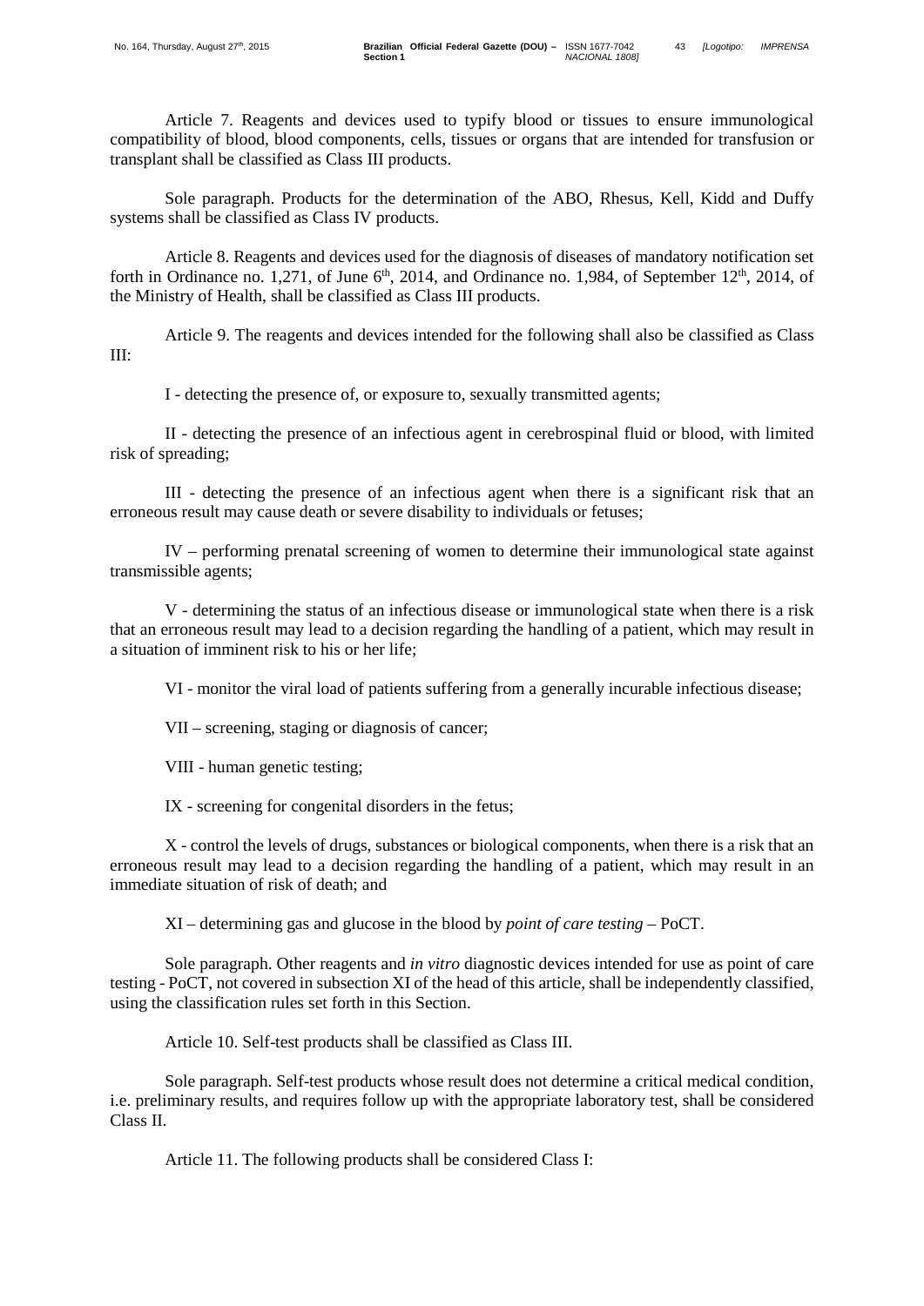Article 7. Reagents and devices used to typify blood or tissues to ensure immunological compatibility of blood, blood components, cells, tissues or organs that are intended for transfusion or transplant shall be classified as Class III products.

Sole paragraph. Products for the determination of the ABO, Rhesus, Kell, Kidd and Duffy systems shall be classified as Class IV products.

Article 8. Reagents and devices used for the diagnosis of diseases of mandatory notification set forth in Ordinance no. 1,271, of June 6th, 2014, and Ordinance no. 1,984, of September 12th, 2014, of the Ministry of Health, shall be classified as Class III products.

Article 9. The reagents and devices intended for the following shall also be classified as Class III:

I - detecting the presence of, or exposure to, sexually transmitted agents;

II - detecting the presence of an infectious agent in cerebrospinal fluid or blood, with limited risk of spreading;

III - detecting the presence of an infectious agent when there is a significant risk that an erroneous result may cause death or severe disability to individuals or fetuses;

IV – performing prenatal screening of women to determine their immunological state against transmissible agents;

V - determining the status of an infectious disease or immunological state when there is a risk that an erroneous result may lead to a decision regarding the handling of a patient, which may result in a situation of imminent risk to his or her life;

VI - monitor the viral load of patients suffering from a generally incurable infectious disease;

VII – screening, staging or diagnosis of cancer;

VIII - human genetic testing;

IX - screening for congenital disorders in the fetus;

X - control the levels of drugs, substances or biological components, when there is a risk that an erroneous result may lead to a decision regarding the handling of a patient, which may result in an immediate situation of risk of death; and

XI – determining gas and glucose in the blood by *point of care testing* – PoCT.

Sole paragraph. Other reagents and *in vitro* diagnostic devices intended for use as point of care testing - PoCT, not covered in subsection XI of the head of this article, shall be independently classified, using the classification rules set forth in this Section.

Article 10. Self-test products shall be classified as Class III.

Sole paragraph. Self-test products whose result does not determine a critical medical condition, i.e. preliminary results, and requires follow up with the appropriate laboratory test, shall be considered Class II.

Article 11. The following products shall be considered Class I: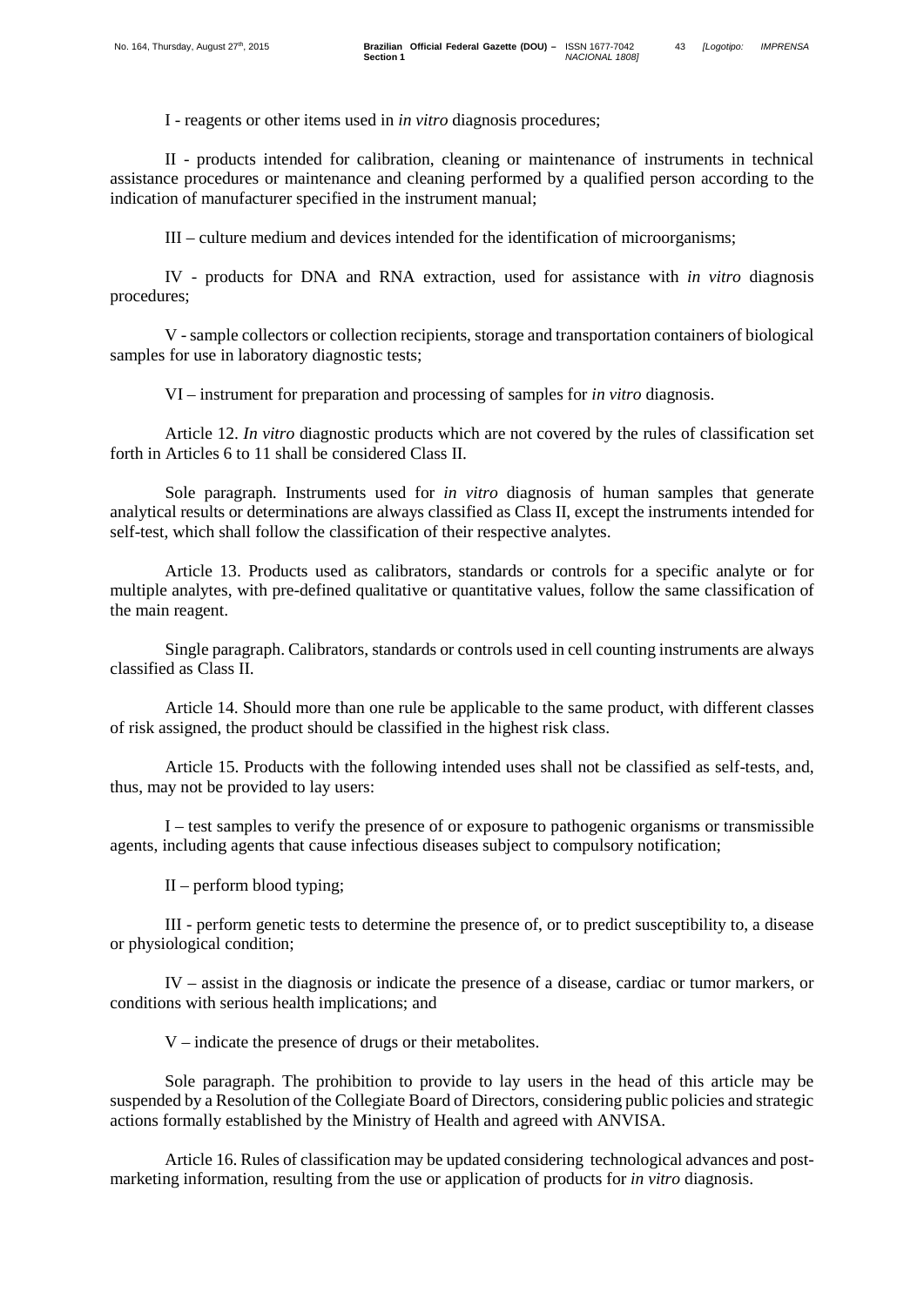I - reagents or other items used in *in vitro* diagnosis procedures;

II - products intended for calibration, cleaning or maintenance of instruments in technical assistance procedures or maintenance and cleaning performed by a qualified person according to the indication of manufacturer specified in the instrument manual;

III – culture medium and devices intended for the identification of microorganisms;

IV - products for DNA and RNA extraction, used for assistance with *in vitro* diagnosis procedures;

V - sample collectors or collection recipients, storage and transportation containers of biological samples for use in laboratory diagnostic tests;

VI – instrument for preparation and processing of samples for *in vitro* diagnosis.

Article 12. *In vitro* diagnostic products which are not covered by the rules of classification set forth in Articles 6 to 11 shall be considered Class II.

Sole paragraph. Instruments used for *in vitro* diagnosis of human samples that generate analytical results or determinations are always classified as Class II, except the instruments intended for self-test, which shall follow the classification of their respective analytes.

Article 13. Products used as calibrators, standards or controls for a specific analyte or for multiple analytes, with pre-defined qualitative or quantitative values, follow the same classification of the main reagent.

Single paragraph. Calibrators, standards or controls used in cell counting instruments are always classified as Class II.

Article 14. Should more than one rule be applicable to the same product, with different classes of risk assigned, the product should be classified in the highest risk class.

Article 15. Products with the following intended uses shall not be classified as self-tests, and, thus, may not be provided to lay users:

I – test samples to verify the presence of or exposure to pathogenic organisms or transmissible agents, including agents that cause infectious diseases subject to compulsory notification;

II – perform blood typing;

III - perform genetic tests to determine the presence of, or to predict susceptibility to, a disease or physiological condition;

IV – assist in the diagnosis or indicate the presence of a disease, cardiac or tumor markers, or conditions with serious health implications; and

V – indicate the presence of drugs or their metabolites.

Sole paragraph. The prohibition to provide to lay users in the head of this article may be suspended by a Resolution of the Collegiate Board of Directors, considering public policies and strategic actions formally established by the Ministry of Health and agreed with ANVISA.

Article 16. Rules of classification may be updated considering technological advances and post-marketing information, resulting from the use or application of products for *in vitro* diagnosis.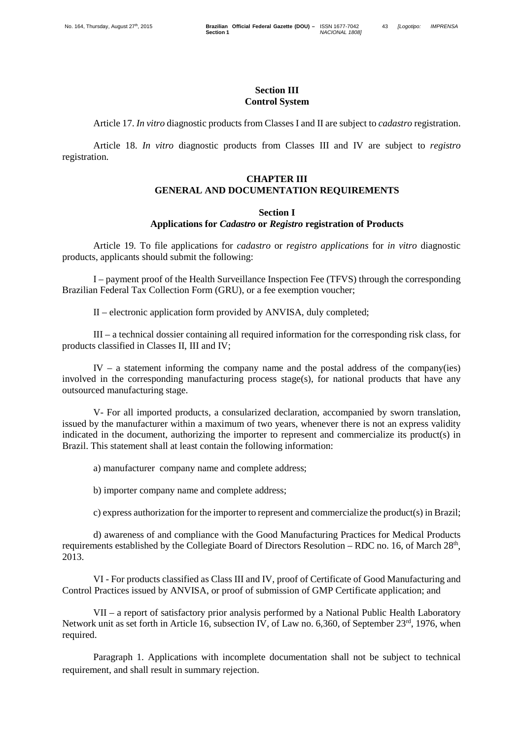## Section III
## Control System

Article 17. *In vitro* diagnostic products from Classes I and II are subject to *cadastro* registration.

Article 18. *In vitro* diagnostic products from Classes III and IV are subject to *registro* registration.

# CHAPTER III
# GENERAL AND DOCUMENTATION REQUIREMENTS

## Section I
## Applications for *Cadastro* or *Registro* registration of Products

Article 19. To file applications for *cadastro* or *registro applications* for *in vitro* diagnostic products, applicants should submit the following:

I – payment proof of the Health Surveillance Inspection Fee (TFVS) through the corresponding Brazilian Federal Tax Collection Form (GRU), or a fee exemption voucher;

II – electronic application form provided by ANVISA, duly completed;

III – a technical dossier containing all required information for the corresponding risk class, for products classified in Classes II, III and IV;

IV – a statement informing the company name and the postal address of the company(ies) involved in the corresponding manufacturing process stage(s), for national products that have any outsourced manufacturing stage.

V- For all imported products, a consularized declaration, accompanied by sworn translation, issued by the manufacturer within a maximum of two years, whenever there is not an express validity indicated in the document, authorizing the importer to represent and commercialize its product(s) in Brazil. This statement shall at least contain the following information:

a) manufacturer company name and complete address;

b) importer company name and complete address;

c) express authorization for the importer to represent and commercialize the product(s) in Brazil;

d) awareness of and compliance with the Good Manufacturing Practices for Medical Products requirements established by the Collegiate Board of Directors Resolution – RDC no. 16, of March 28th, 2013.

VI - For products classified as Class III and IV, proof of Certificate of Good Manufacturing and Control Practices issued by ANVISA, or proof of submission of GMP Certificate application; and

VII – a report of satisfactory prior analysis performed by a National Public Health Laboratory Network unit as set forth in Article 16, subsection IV, of Law no. 6,360, of September 23rd, 1976, when required.

Paragraph 1. Applications with incomplete documentation shall not be subject to technical requirement, and shall result in summary rejection.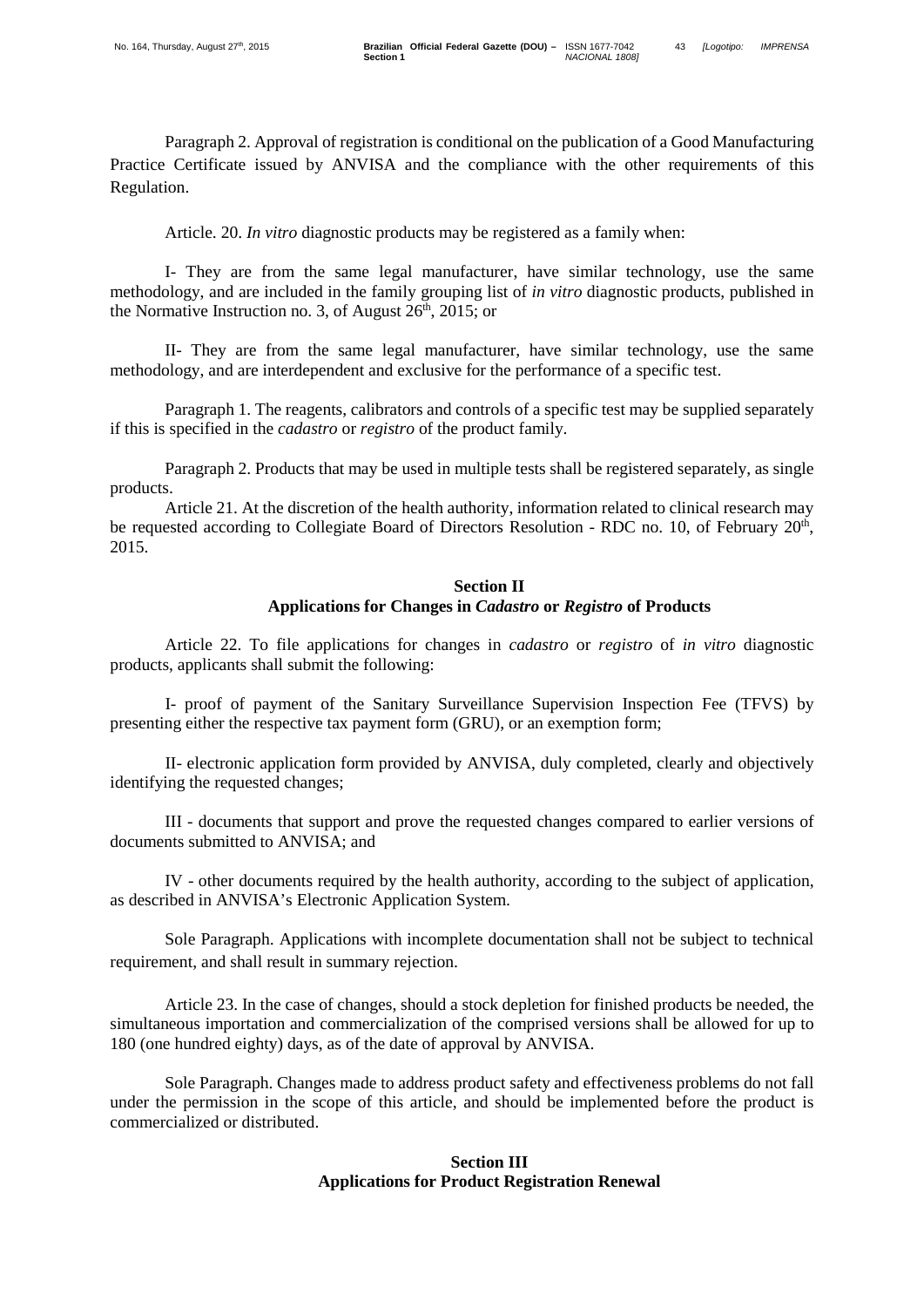Paragraph 2. Approval of registration is conditional on the publication of a Good Manufacturing Practice Certificate issued by ANVISA and the compliance with the other requirements of this Regulation.

Article. 20. *In vitro* diagnostic products may be registered as a family when:

I- They are from the same legal manufacturer, have similar technology, use the same methodology, and are included in the family grouping list of *in vitro* diagnostic products, published in the Normative Instruction no. 3, of August 26th, 2015; or

II- They are from the same legal manufacturer, have similar technology, use the same methodology, and are interdependent and exclusive for the performance of a specific test.

Paragraph 1. The reagents, calibrators and controls of a specific test may be supplied separately if this is specified in the *cadastro* or *registro* of the product family.

Paragraph 2. Products that may be used in multiple tests shall be registered separately, as single products.

Article 21. At the discretion of the health authority, information related to clinical research may be requested according to Collegiate Board of Directors Resolution - RDC no. 10, of February 20th, 2015.

## Section II
## Applications for Changes in *Cadastro* or *Registro* of Products

Article 22. To file applications for changes in *cadastro* or *registro* of *in vitro* diagnostic products, applicants shall submit the following:

I- proof of payment of the Sanitary Surveillance Supervision Inspection Fee (TFVS) by presenting either the respective tax payment form (GRU), or an exemption form;

II- electronic application form provided by ANVISA, duly completed, clearly and objectively identifying the requested changes;

III - documents that support and prove the requested changes compared to earlier versions of documents submitted to ANVISA; and

IV - other documents required by the health authority, according to the subject of application, as described in ANVISA's Electronic Application System.

Sole Paragraph. Applications with incomplete documentation shall not be subject to technical requirement, and shall result in summary rejection.

Article 23. In the case of changes, should a stock depletion for finished products be needed, the simultaneous importation and commercialization of the comprised versions shall be allowed for up to 180 (one hundred eighty) days, as of the date of approval by ANVISA.

Sole Paragraph. Changes made to address product safety and effectiveness problems do not fall under the permission in the scope of this article, and should be implemented before the product is commercialized or distributed.

## Section III
## Applications for Product Registration Renewal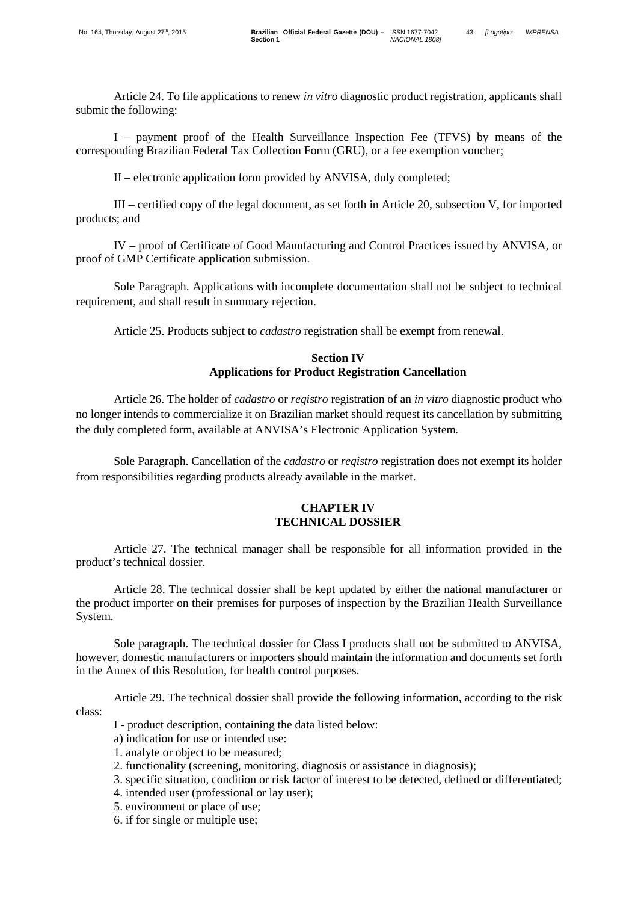Article 24. To file applications to renew *in vitro* diagnostic product registration, applicants shall submit the following:

I – payment proof of the Health Surveillance Inspection Fee (TFVS) by means of the corresponding Brazilian Federal Tax Collection Form (GRU), or a fee exemption voucher;

II – electronic application form provided by ANVISA, duly completed;

III – certified copy of the legal document, as set forth in Article 20, subsection V, for imported products; and

IV – proof of Certificate of Good Manufacturing and Control Practices issued by ANVISA, or proof of GMP Certificate application submission.

Sole Paragraph. Applications with incomplete documentation shall not be subject to technical requirement, and shall result in summary rejection.

Article 25. Products subject to *cadastro* registration shall be exempt from renewal.

**Section IV**
**Applications for Product Registration Cancellation**

Article 26. The holder of *cadastro* or *registro* registration of an *in vitro* diagnostic product who no longer intends to commercialize it on Brazilian market should request its cancellation by submitting the duly completed form, available at ANVISA's Electronic Application System.

Sole Paragraph. Cancellation of the *cadastro* or *registro* registration does not exempt its holder from responsibilities regarding products already available in the market.

## CHAPTER IV
## TECHNICAL DOSSIER

Article 27. The technical manager shall be responsible for all information provided in the product's technical dossier.

Article 28. The technical dossier shall be kept updated by either the national manufacturer or the product importer on their premises for purposes of inspection by the Brazilian Health Surveillance System.

Sole paragraph. The technical dossier for Class I products shall not be submitted to ANVISA, however, domestic manufacturers or importers should maintain the information and documents set forth in the Annex of this Resolution, for health control purposes.

Article 29. The technical dossier shall provide the following information, according to the risk class:

I - product description, containing the data listed below:

a) indication for use or intended use:

1. analyte or object to be measured;
2. functionality (screening, monitoring, diagnosis or assistance in diagnosis);
3. specific situation, condition or risk factor of interest to be detected, defined or differentiated;
4. intended user (professional or lay user);
5. environment or place of use;
6. if for single or multiple use;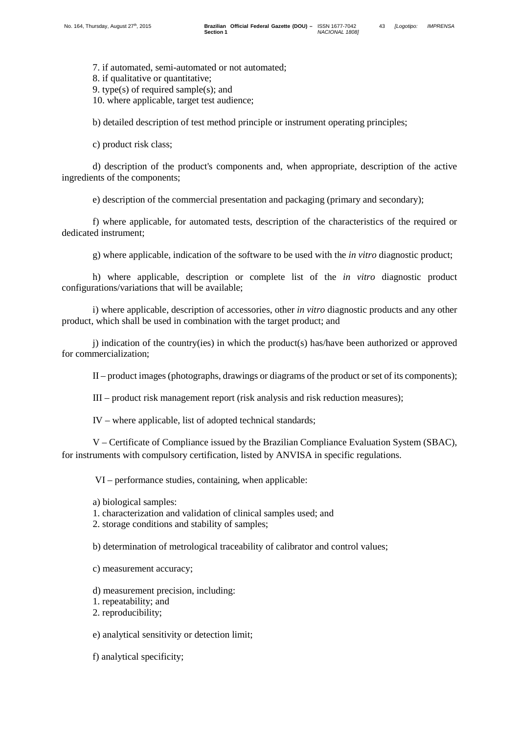7. if automated, semi-automated or not automated;
8. if qualitative or quantitative;
9. type(s) of required sample(s); and
10. where applicable, target test audience;

b) detailed description of test method principle or instrument operating principles;

c) product risk class;

d) description of the product's components and, when appropriate, description of the active ingredients of the components;

e) description of the commercial presentation and packaging (primary and secondary);

f) where applicable, for automated tests, description of the characteristics of the required or dedicated instrument;

g) where applicable, indication of the software to be used with the *in vitro* diagnostic product;

h) where applicable, description or complete list of the *in vitro* diagnostic product configurations/variations that will be available;

i) where applicable, description of accessories, other *in vitro* diagnostic products and any other product, which shall be used in combination with the target product; and

j) indication of the country(ies) in which the product(s) has/have been authorized or approved for commercialization;

II – product images (photographs, drawings or diagrams of the product or set of its components);

III – product risk management report (risk analysis and risk reduction measures);

IV – where applicable, list of adopted technical standards;

V – Certificate of Compliance issued by the Brazilian Compliance Evaluation System (SBAC), for instruments with compulsory certification, listed by ANVISA in specific regulations.

VI – performance studies, containing, when applicable:

a) biological samples:
1. characterization and validation of clinical samples used; and
2. storage conditions and stability of samples;

b) determination of metrological traceability of calibrator and control values;

c) measurement accuracy;

d) measurement precision, including:
1. repeatability; and
2. reproducibility;

e) analytical sensitivity or detection limit;

f) analytical specificity;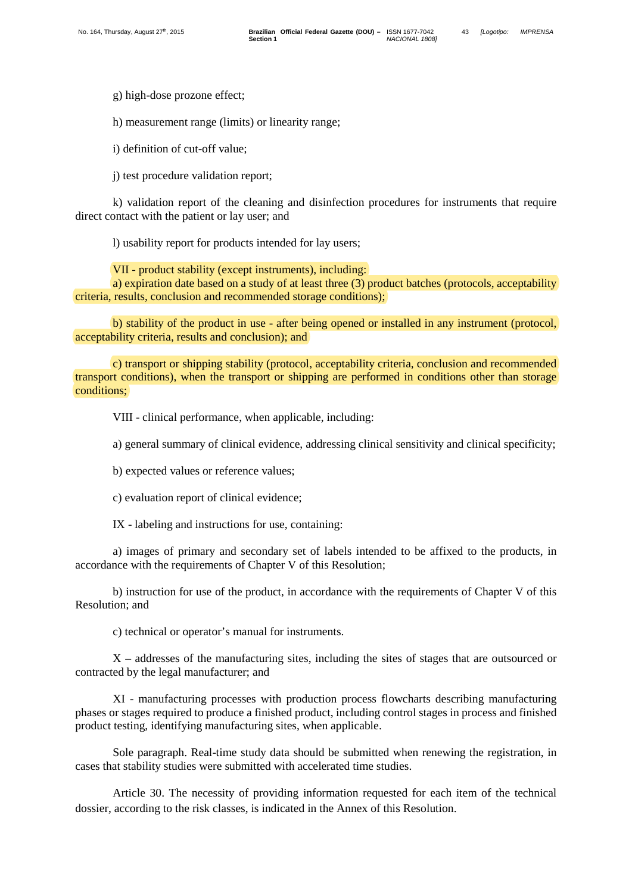g) high-dose prozone effect;

h) measurement range (limits) or linearity range;

i) definition of cut-off value;

j) test procedure validation report;

k) validation report of the cleaning and disinfection procedures for instruments that require direct contact with the patient or lay user; and

l) usability report for products intended for lay users;

VII - product stability (except instruments), including:

a) expiration date based on a study of at least three (3) product batches (protocols, acceptability criteria, results, conclusion and recommended storage conditions);

b) stability of the product in use - after being opened or installed in any instrument (protocol, acceptability criteria, results and conclusion); and

c) transport or shipping stability (protocol, acceptability criteria, conclusion and recommended transport conditions), when the transport or shipping are performed in conditions other than storage conditions;

VIII - clinical performance, when applicable, including:

a) general summary of clinical evidence, addressing clinical sensitivity and clinical specificity;

b) expected values or reference values;

c) evaluation report of clinical evidence;

IX - labeling and instructions for use, containing:

a) images of primary and secondary set of labels intended to be affixed to the products, in accordance with the requirements of Chapter V of this Resolution;

b) instruction for use of the product, in accordance with the requirements of Chapter V of this Resolution; and

c) technical or operator's manual for instruments.

X – addresses of the manufacturing sites, including the sites of stages that are outsourced or contracted by the legal manufacturer; and

XI - manufacturing processes with production process flowcharts describing manufacturing phases or stages required to produce a finished product, including control stages in process and finished product testing, identifying manufacturing sites, when applicable.

Sole paragraph. Real-time study data should be submitted when renewing the registration, in cases that stability studies were submitted with accelerated time studies.

Article 30. The necessity of providing information requested for each item of the technical dossier, according to the risk classes, is indicated in the Annex of this Resolution.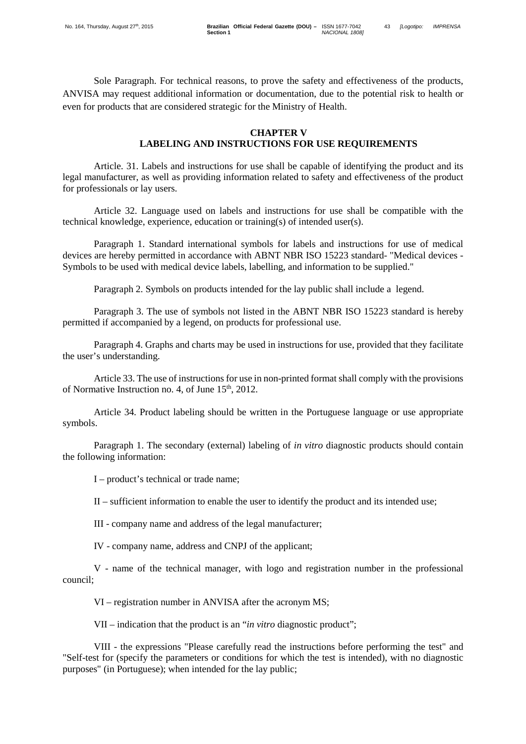Sole Paragraph. For technical reasons, to prove the safety and effectiveness of the products, ANVISA may request additional information or documentation, due to the potential risk to health or even for products that are considered strategic for the Ministry of Health.

## CHAPTER V
## LABELING AND INSTRUCTIONS FOR USE REQUIREMENTS

Article. 31. Labels and instructions for use shall be capable of identifying the product and its legal manufacturer, as well as providing information related to safety and effectiveness of the product for professionals or lay users.

Article 32. Language used on labels and instructions for use shall be compatible with the technical knowledge, experience, education or training(s) of intended user(s).

Paragraph 1. Standard international symbols for labels and instructions for use of medical devices are hereby permitted in accordance with ABNT NBR ISO 15223 standard- "Medical devices - Symbols to be used with medical device labels, labelling, and information to be supplied."

Paragraph 2. Symbols on products intended for the lay public shall include a legend.

Paragraph 3. The use of symbols not listed in the ABNT NBR ISO 15223 standard is hereby permitted if accompanied by a legend, on products for professional use.

Paragraph 4. Graphs and charts may be used in instructions for use, provided that they facilitate the user's understanding.

Article 33. The use of instructions for use in non-printed format shall comply with the provisions of Normative Instruction no. 4, of June 15th, 2012.

Article 34. Product labeling should be written in the Portuguese language or use appropriate symbols.

Paragraph 1. The secondary (external) labeling of *in vitro* diagnostic products should contain the following information:

I – product's technical or trade name;

II – sufficient information to enable the user to identify the product and its intended use;

III - company name and address of the legal manufacturer;

IV - company name, address and CNPJ of the applicant;

V - name of the technical manager, with logo and registration number in the professional council;

VI – registration number in ANVISA after the acronym MS;

VII – indication that the product is an "*in vitro* diagnostic product";

VIII - the expressions "Please carefully read the instructions before performing the test" and "Self-test for (specify the parameters or conditions for which the test is intended), with no diagnostic purposes" (in Portuguese); when intended for the lay public;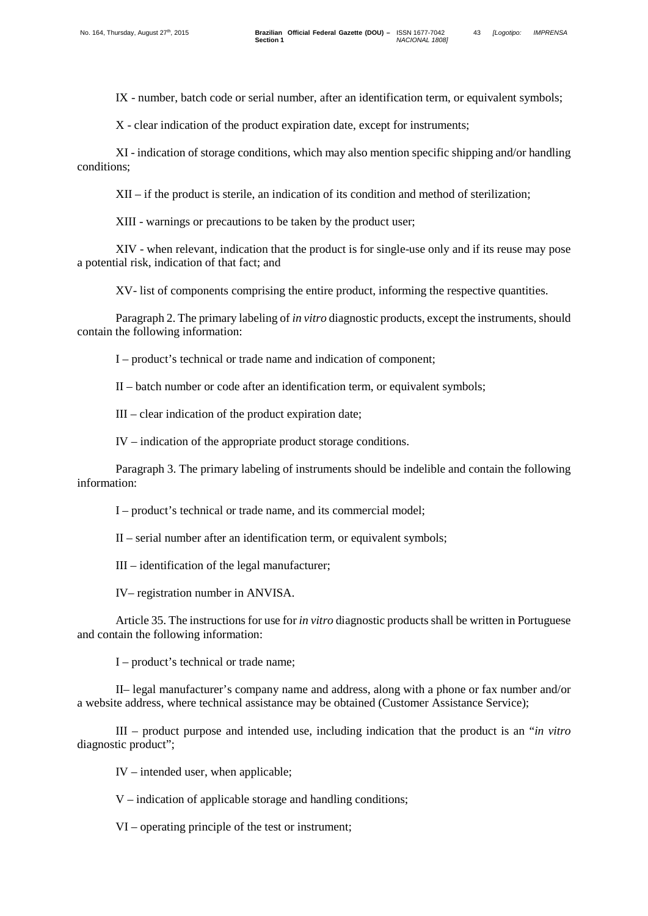IX - number, batch code or serial number, after an identification term, or equivalent symbols;

X - clear indication of the product expiration date, except for instruments;

XI - indication of storage conditions, which may also mention specific shipping and/or handling conditions;

XII – if the product is sterile, an indication of its condition and method of sterilization;

XIII - warnings or precautions to be taken by the product user;

XIV - when relevant, indication that the product is for single-use only and if its reuse may pose a potential risk, indication of that fact; and

XV- list of components comprising the entire product, informing the respective quantities.

Paragraph 2. The primary labeling of *in vitro* diagnostic products, except the instruments, should contain the following information:

I – product's technical or trade name and indication of component;

II – batch number or code after an identification term, or equivalent symbols;

III – clear indication of the product expiration date;

IV – indication of the appropriate product storage conditions.

Paragraph 3. The primary labeling of instruments should be indelible and contain the following information:

I – product's technical or trade name, and its commercial model;

II – serial number after an identification term, or equivalent symbols;

III – identification of the legal manufacturer;

IV– registration number in ANVISA.

Article 35. The instructions for use for *in vitro* diagnostic products shall be written in Portuguese and contain the following information:

I – product's technical or trade name;

II– legal manufacturer's company name and address, along with a phone or fax number and/or a website address, where technical assistance may be obtained (Customer Assistance Service);

III – product purpose and intended use, including indication that the product is an "*in vitro* diagnostic product";

IV – intended user, when applicable;

V – indication of applicable storage and handling conditions;

VI – operating principle of the test or instrument;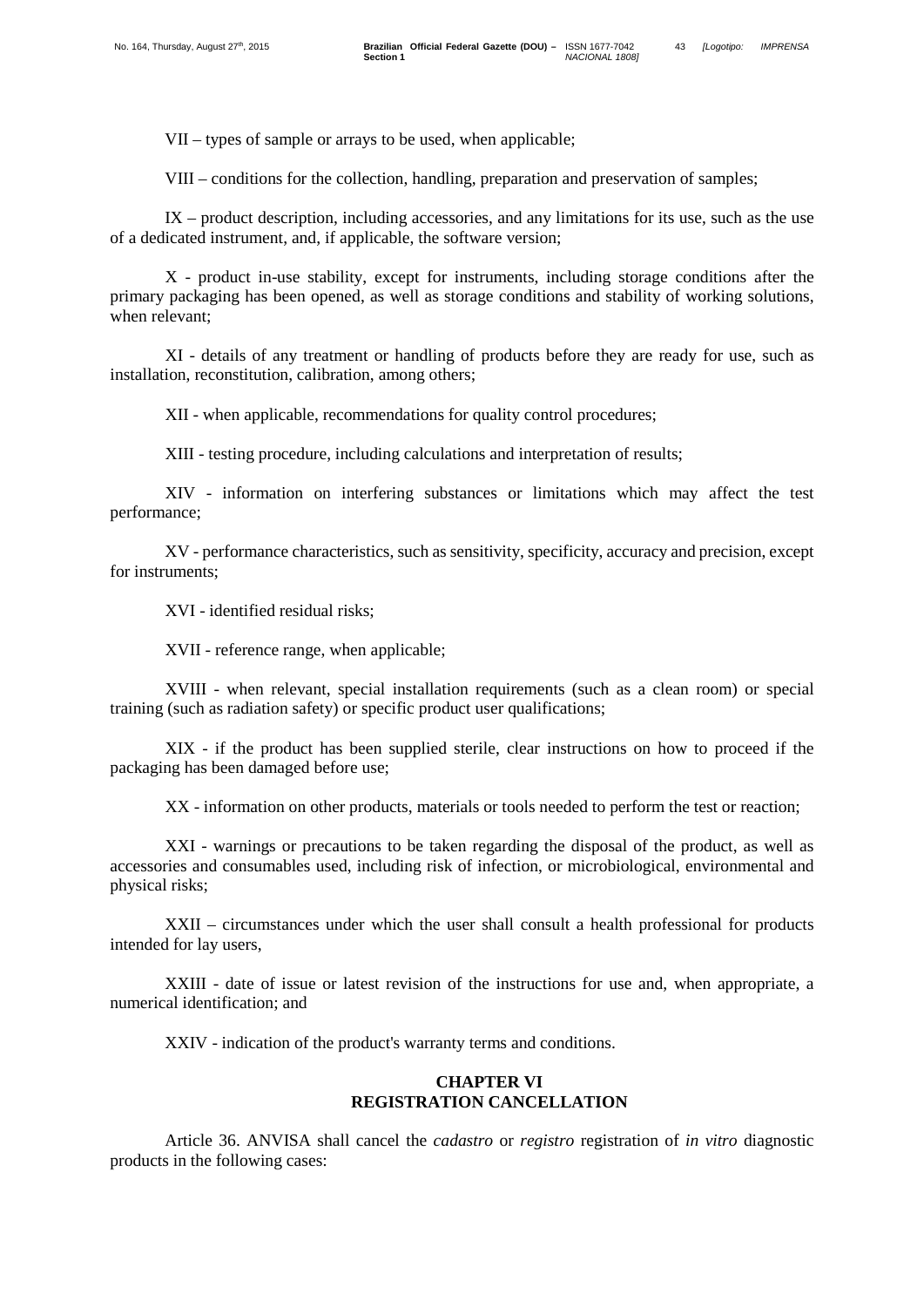VII – types of sample or arrays to be used, when applicable;

VIII – conditions for the collection, handling, preparation and preservation of samples;

IX – product description, including accessories, and any limitations for its use, such as the use of a dedicated instrument, and, if applicable, the software version;

X - product in-use stability, except for instruments, including storage conditions after the primary packaging has been opened, as well as storage conditions and stability of working solutions, when relevant;

XI - details of any treatment or handling of products before they are ready for use, such as installation, reconstitution, calibration, among others;

XII - when applicable, recommendations for quality control procedures;

XIII - testing procedure, including calculations and interpretation of results;

XIV - information on interfering substances or limitations which may affect the test performance;

XV - performance characteristics, such as sensitivity, specificity, accuracy and precision, except for instruments;

XVI - identified residual risks;

XVII - reference range, when applicable;

XVIII - when relevant, special installation requirements (such as a clean room) or special training (such as radiation safety) or specific product user qualifications;

XIX - if the product has been supplied sterile, clear instructions on how to proceed if the packaging has been damaged before use;

XX - information on other products, materials or tools needed to perform the test or reaction;

XXI - warnings or precautions to be taken regarding the disposal of the product, as well as accessories and consumables used, including risk of infection, or microbiological, environmental and physical risks;

XXII – circumstances under which the user shall consult a health professional for products intended for lay users,

XXIII - date of issue or latest revision of the instructions for use and, when appropriate, a numerical identification; and

XXIV - indication of the product's warranty terms and conditions.

## CHAPTER VI
## REGISTRATION CANCELLATION

Article 36. ANVISA shall cancel the *cadastro* or *registro* registration of *in vitro* diagnostic products in the following cases: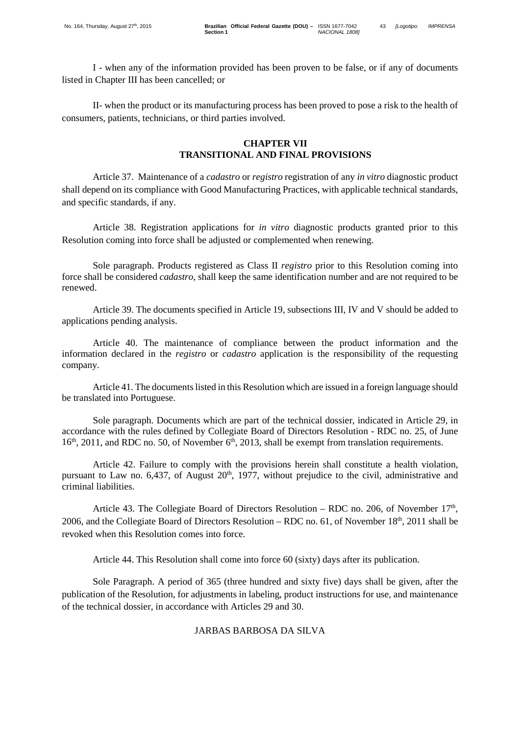I - when any of the information provided has been proven to be false, or if any of documents listed in Chapter III has been cancelled; or

II- when the product or its manufacturing process has been proved to pose a risk to the health of consumers, patients, technicians, or third parties involved.

## CHAPTER VII
## TRANSITIONAL AND FINAL PROVISIONS

Article 37. Maintenance of a *cadastro* or *registro* registration of any *in vitro* diagnostic product shall depend on its compliance with Good Manufacturing Practices, with applicable technical standards, and specific standards, if any.

Article 38. Registration applications for *in vitro* diagnostic products granted prior to this Resolution coming into force shall be adjusted or complemented when renewing.

Sole paragraph. Products registered as Class II *registro* prior to this Resolution coming into force shall be considered *cadastro*, shall keep the same identification number and are not required to be renewed.

Article 39. The documents specified in Article 19, subsections III, IV and V should be added to applications pending analysis.

Article 40. The maintenance of compliance between the product information and the information declared in the *registro* or *cadastro* application is the responsibility of the requesting company.

Article 41. The documents listed in this Resolution which are issued in a foreign language should be translated into Portuguese.

Sole paragraph. Documents which are part of the technical dossier, indicated in Article 29, in accordance with the rules defined by Collegiate Board of Directors Resolution - RDC no. 25, of June 16th, 2011, and RDC no. 50, of November 6th, 2013, shall be exempt from translation requirements.

Article 42. Failure to comply with the provisions herein shall constitute a health violation, pursuant to Law no. 6,437, of August 20th, 1977, without prejudice to the civil, administrative and criminal liabilities.

Article 43. The Collegiate Board of Directors Resolution – RDC no. 206, of November 17th, 2006, and the Collegiate Board of Directors Resolution – RDC no. 61, of November 18th, 2011 shall be revoked when this Resolution comes into force.

Article 44. This Resolution shall come into force 60 (sixty) days after its publication.

Sole Paragraph. A period of 365 (three hundred and sixty five) days shall be given, after the publication of the Resolution, for adjustments in labeling, product instructions for use, and maintenance of the technical dossier, in accordance with Articles 29 and 30.

JARBAS BARBOSA DA SILVA